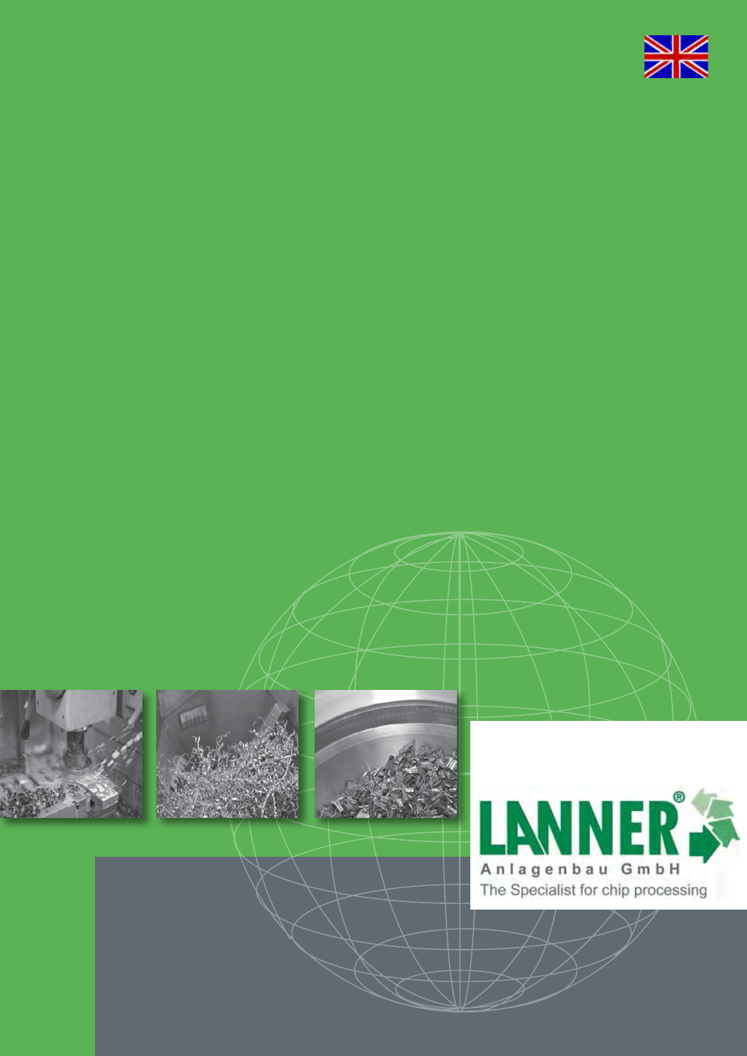LANNER®

Anlagenbau GmbH

The Specialist for chip processing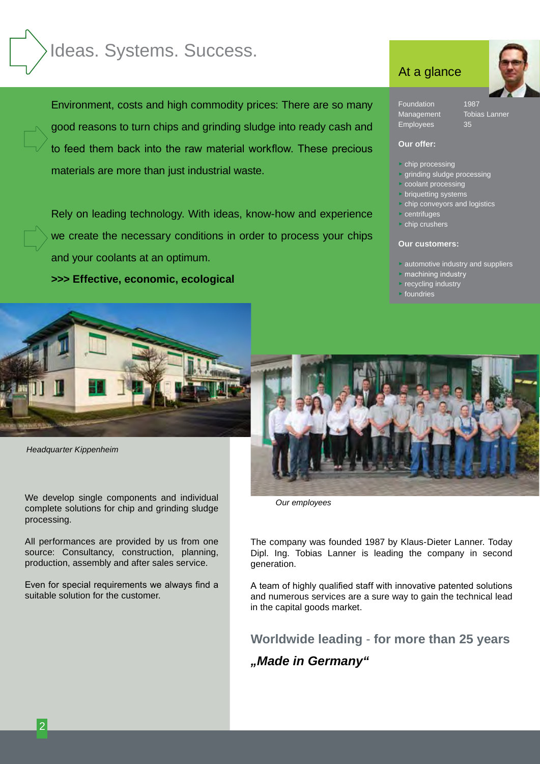# Ideas. Systems. Success.

Environment, costs and high commodity prices: There are so many good reasons to turn chips and grinding sludge into ready cash and to feed them back into the raw material workflow. These precious materials are more than just industrial waste.

Rely on leading technology. With ideas, know-how and experience we create the necessary conditions in order to process your chips and your coolants at an optimum.

**>>> Effective, economic, ecological**

## At a glance

| | |
|---|---|
| Foundation | 1987 |
| Management | Tobias Lanner |
| Employees | 35 |

**Our offer:**

- chip processing
- grinding sludge processing
- coolant processing
- briquetting systems
- chip conveyors and logistics
- centrifuges
- chip crushers

**Our customers:**

- automotive industry and suppliers
- machining industry
- recycling industry
- foundries

*Headquarter Kippenheim*

We develop single components and individual complete solutions for chip and grinding sludge processing.

All performances are provided by us from one source: Consultancy, construction, planning, production, assembly and after sales service.

Even for special requirements we always find a suitable solution for the customer.

*Our employees*

The company was founded 1987 by Klaus-Dieter Lanner. Today Dipl. Ing. Tobias Lanner is leading the company in second generation.

A team of highly qualified staff with innovative patented solutions and numerous services are a sure way to gain the technical lead in the capital goods market.

**Worldwide leading - for more than 25 years**

***„Made in Germany“***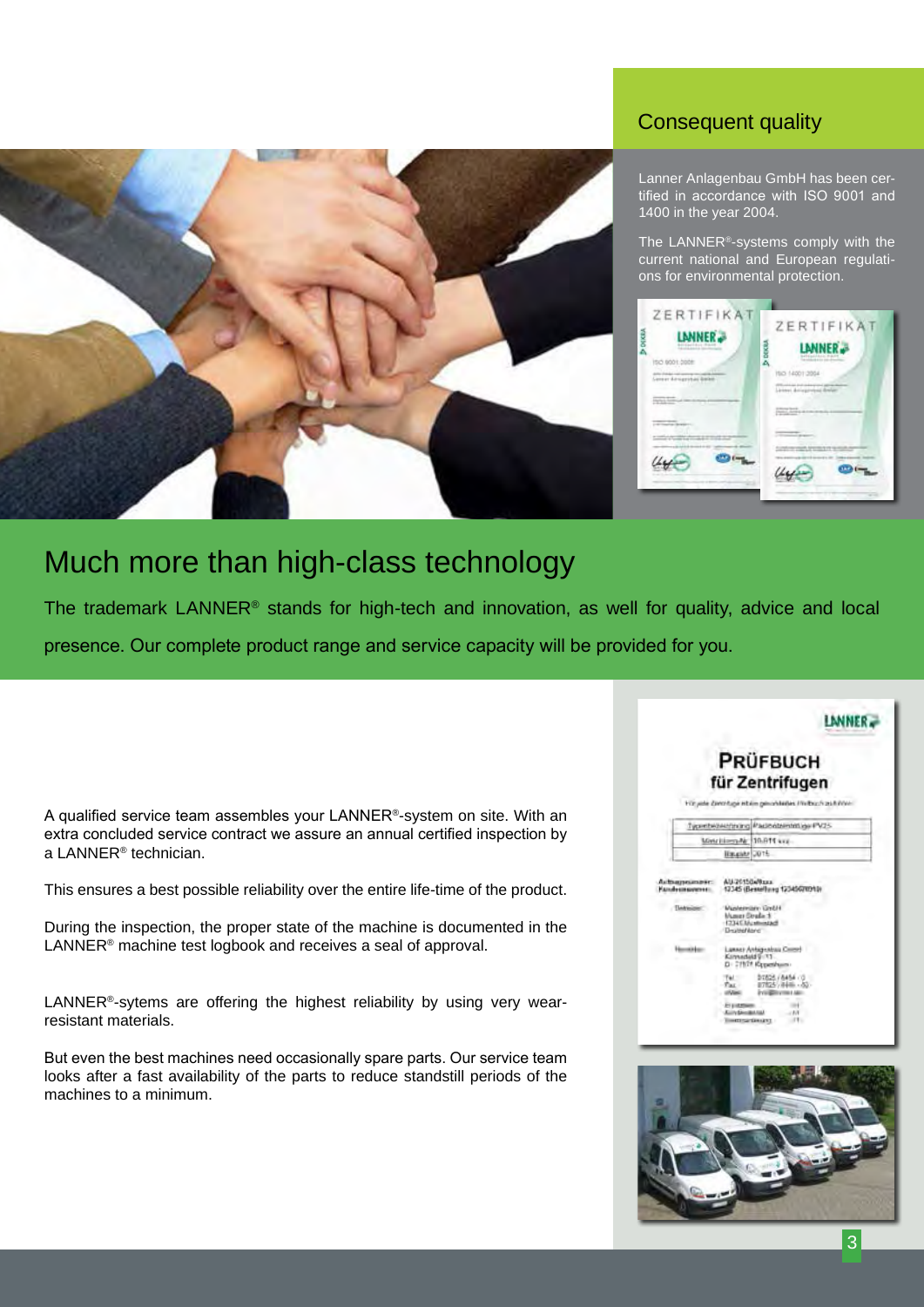## Consequent quality

Lanner Anlagenbau GmbH has been certified in accordance with ISO 9001 and 1400 in the year 2004.

The LANNER®-systems comply with the current national and European regulations for environmental protection.

# Much more than high-class technology

The trademark LANNER® stands for high-tech and innovation, as well for quality, advice and local presence. Our complete product range and service capacity will be provided for you.

A qualified service team assembles your LANNER®-system on site. With an extra concluded service contract we assure an annual certified inspection by a LANNER® technician.

This ensures a best possible reliability over the entire life-time of the product.

During the inspection, the proper state of the machine is documented in the LANNER® machine test logbook and receives a seal of approval.

LANNER®-sytems are offering the highest reliability by using very wear-resistant materials.

But even the best machines need occasionally spare parts. Our service team looks after a fast availability of the parts to reduce standstill periods of the machines to a minimum.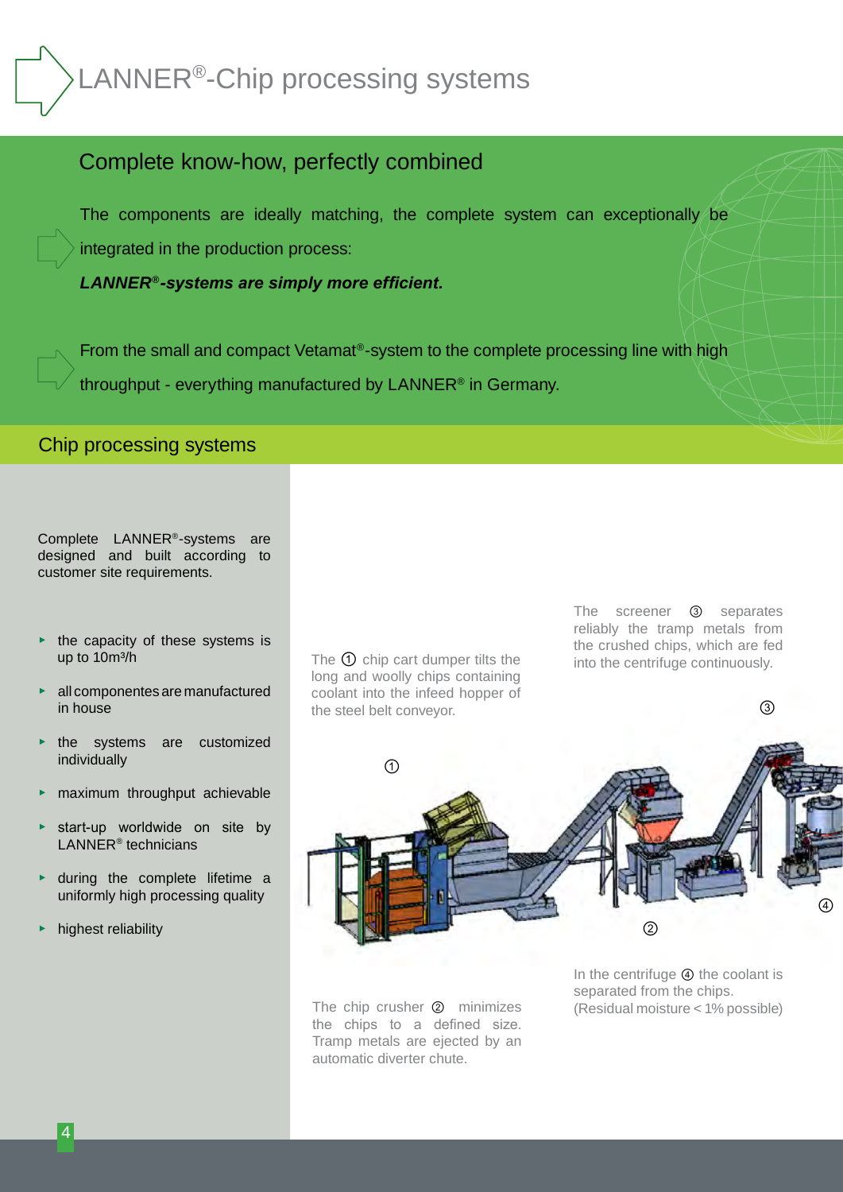# LANNER®-Chip processing systems

## Complete know-how, perfectly combined

The components are ideally matching, the complete system can exceptionally be integrated in the production process:

***LANNER®-systems are simply more efficient.***

From the small and compact Vetamat®-system to the complete processing line with high throughput - everything manufactured by LANNER® in Germany.

## Chip processing systems

Complete LANNER®-systems are designed and built according to customer site requirements.

- the capacity of these systems is up to 10m³/h
- all componentes are manufactured in house
- the systems are customized individually
- maximum throughput achievable
- start-up worldwide on site by LANNER® technicians
- during the complete lifetime a uniformly high processing quality
- highest reliability

The ① chip cart dumper tilts the long and woolly chips containing coolant into the infeed hopper of the steel belt conveyor.

The screener ③ separates reliably the tramp metals from the crushed chips, which are fed into the centrifuge continuously.

The chip crusher ② minimizes the chips to a defined size. Tramp metals are ejected by an automatic diverter chute.

In the centrifuge ④ the coolant is separated from the chips. (Residual moisture < 1% possible)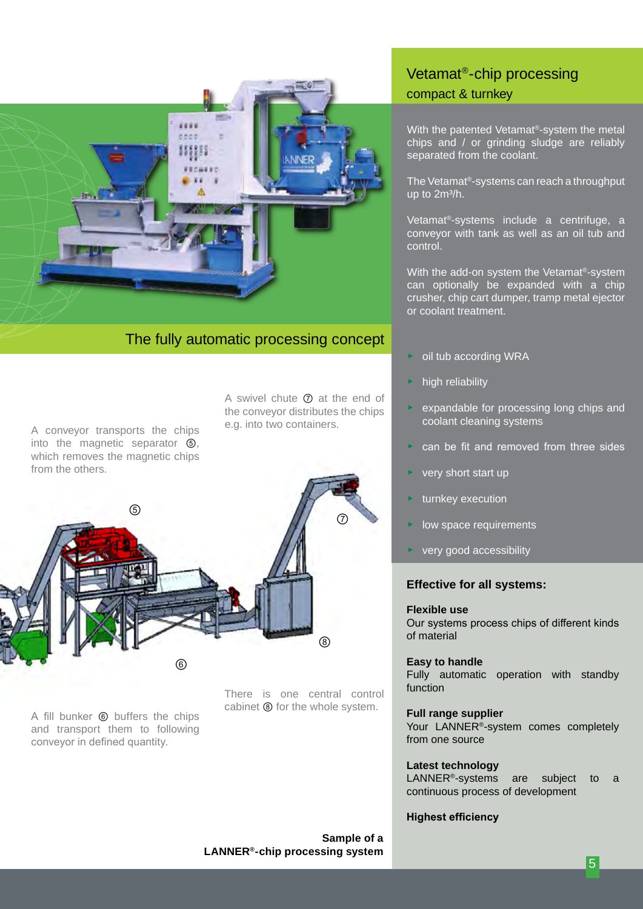## Vetamat®-chip processing

compact & turnkey

With the patented Vetamat®-system the metal chips and / or grinding sludge are reliably separated from the coolant.

The Vetamat®-systems can reach a throughput up to 2m³/h.

Vetamat®-systems include a centrifuge, a conveyor with tank as well as an oil tub and control.

With the add-on system the Vetamat®-system can optionally be expanded with a chip crusher, chip cart dumper, tramp metal ejector or coolant treatment.

- oil tub according WRA
- high reliability
- expandable for processing long chips and coolant cleaning systems
- can be fit and removed from three sides
- very short start up
- turnkey execution
- low space requirements
- very good accessibility

## The fully automatic processing concept

A conveyor transports the chips into the magnetic separator ⑤, which removes the magnetic chips from the others.

A swivel chute ⑦ at the end of the conveyor distributes the chips e.g. into two containers.

⑤ ⑦ ⑧ ⑥

A fill bunker ⑥ buffers the chips and transport them to following conveyor in defined quantity.

There is one central control cabinet ⑧ for the whole system.

**Sample of a LANNER®-chip processing system**

### Effective for all systems:

**Flexible use**
Our systems process chips of different kinds of material

**Easy to handle**
Fully automatic operation with standby function

**Full range supplier**
Your LANNER®-system comes completely from one source

**Latest technology**
LANNER®-systems are subject to a continuous process of development

**Highest efficiency**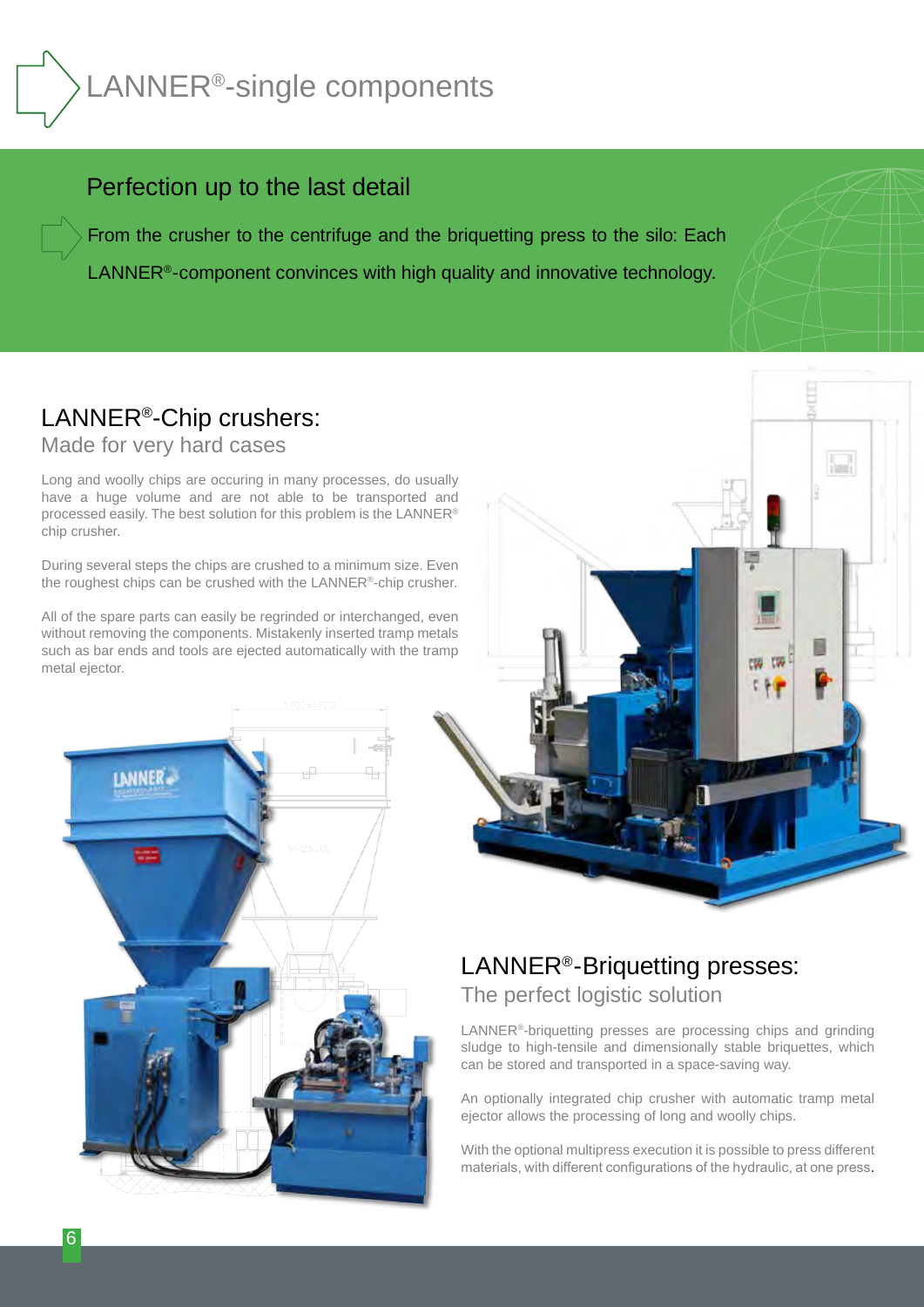# LANNER®-single components

## Perfection up to the last detail

From the crusher to the centrifuge and the briquetting press to the silo: Each LANNER®-component convinces with high quality and innovative technology.

## LANNER®-Chip crushers:

### Made for very hard cases

Long and woolly chips are occuring in many processes, do usually have a huge volume and are not able to be transported and processed easily. The best solution for this problem is the LANNER® chip crusher.

During several steps the chips are crushed to a minimum size. Even the roughest chips can be crushed with the LANNER®-chip crusher.

All of the spare parts can easily be regrinded or interchanged, even without removing the components. Mistakenly inserted tramp metals such as bar ends and tools are ejected automatically with the tramp metal ejector.

## LANNER®-Briquetting presses:

### The perfect logistic solution

LANNER®-briquetting presses are processing chips and grinding sludge to high-tensile and dimensionally stable briquettes, which can be stored and transported in a space-saving way.

An optionally integrated chip crusher with automatic tramp metal ejector allows the processing of long and woolly chips.

With the optional multipress execution it is possible to press different materials, with different configurations of the hydraulic, at one press.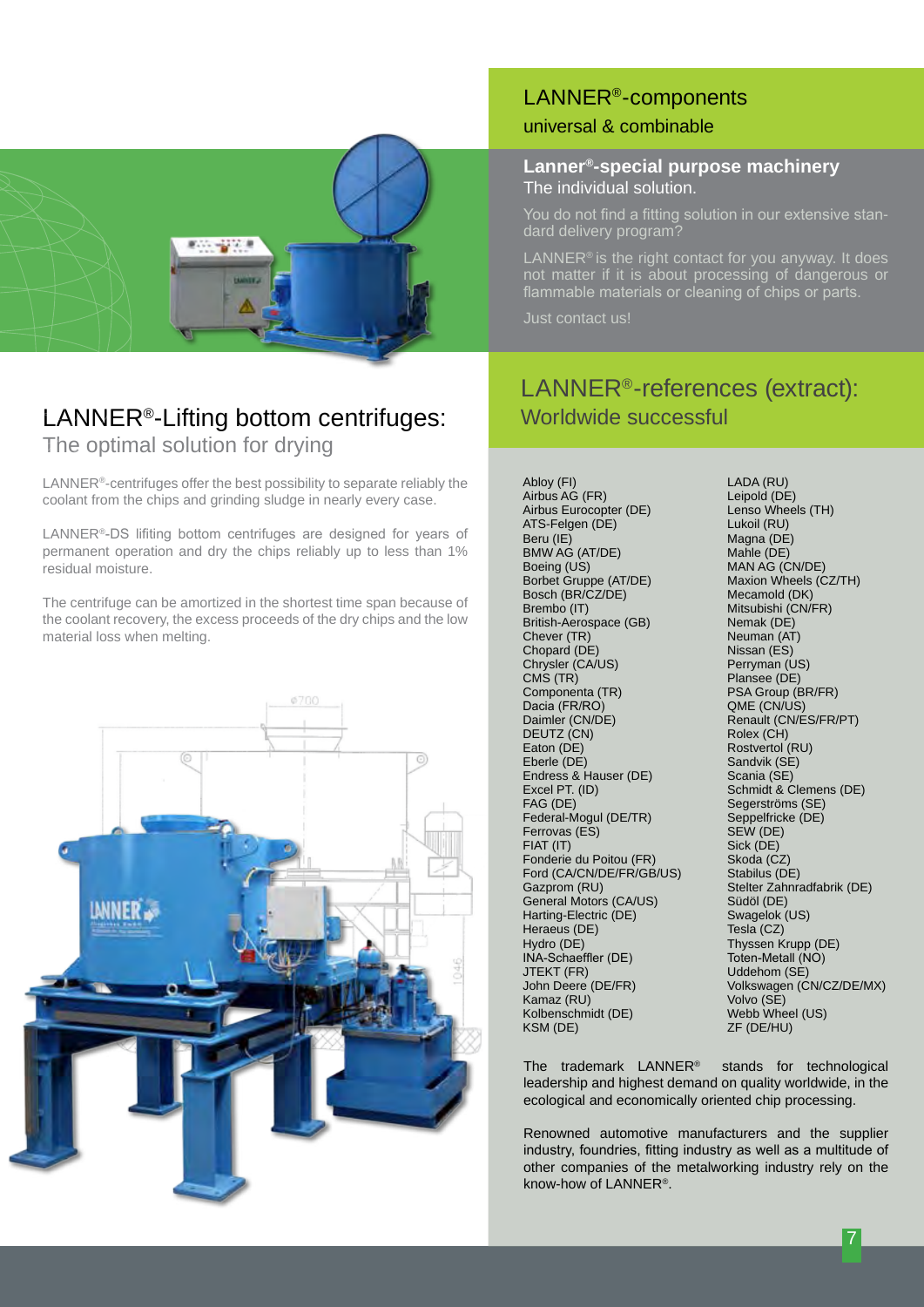## LANNER®-components

universal & combinable

### Lanner®-special purpose machinery

The individual solution.

You do not find a fitting solution in our extensive standard delivery program?

LANNER® is the right contact for you anyway. It does not matter if it is about processing of dangerous or flammable materials or cleaning of chips or parts.

Just contact us!

## LANNER®-Lifting bottom centrifuges:

The optimal solution for drying

LANNER®-centrifuges offer the best possibility to separate reliably the coolant from the chips and grinding sludge in nearly every case.

LANNER®-DS lifting bottom centrifuges are designed for years of permanent operation and dry the chips reliably up to less than 1% residual moisture.

The centrifuge can be amortized in the shortest time span because of the coolant recovery, the excess proceeds of the dry chips and the low material loss when melting.

## LANNER®-references (extract):

Worldwide successful

Abloy (FI)
Airbus AG (FR)
Airbus Eurocopter (DE)
ATS-Felgen (DE)
Beru (IE)
BMW AG (AT/DE)
Boeing (US)
Borbet Gruppe (AT/DE)
Bosch (BR/CZ/DE)
Brembo (IT)
British-Aerospace (GB)
Chever (TR)
Chopard (DE)
Chrysler (CA/US)
CMS (TR)
Componenta (TR)
Dacia (FR/RO)
Daimler (CN/DE)
DEUTZ (CN)
Eaton (DE)
Eberle (DE)
Endress & Hauser (DE)
Excel PT. (ID)
FAG (DE)
Federal-Mogul (DE/TR)
Ferrovas (ES)
FIAT (IT)
Fonderie du Poitou (FR)
Ford (CA/CN/DE/FR/GB/US)
Gazprom (RU)
General Motors (CA/US)
Harting-Electric (DE)
Heraeus (DE)
Hydro (DE)
INA-Schaeffler (DE)
JTEKT (FR)
John Deere (DE/FR)
Kamaz (RU)
Kolbenschmidt (DE)
KSM (DE)
LADA (RU)
Leipold (DE)
Lenso Wheels (TH)
Lukoil (RU)
Magna (DE)
Mahle (DE)
MAN AG (CN/DE)
Maxion Wheels (CZ/TH)
Mecamold (DK)
Mitsubishi (CN/FR)
Nemak (DE)
Neuman (AT)
Nissan (ES)
Perryman (US)
Plansee (DE)
PSA Group (BR/FR)
QME (CN/US)
Renault (CN/ES/FR/PT)
Rolex (CH)
Rostvertol (RU)
Sandvik (SE)
Scania (SE)
Schmidt & Clemens (DE)
Segerströms (SE)
Seppelfricke (DE)
SEW (DE)
Sick (DE)
Skoda (CZ)
Stabilus (DE)
Stelter Zahnradfabrik (DE)
Südöl (DE)
Swagelok (US)
Tesla (CZ)
Thyssen Krupp (DE)
Toten-Metall (NO)
Uddehom (SE)
Volkswagen (CN/CZ/DE/MX)
Volvo (SE)
Webb Wheel (US)
ZF (DE/HU)

The trademark LANNER® stands for technological leadership and highest demand on quality worldwide, in the ecological and economically oriented chip processing.

Renowned automotive manufacturers and the supplier industry, foundries, fitting industry as well as a multitude of other companies of the metalworking industry rely on the know-how of LANNER®.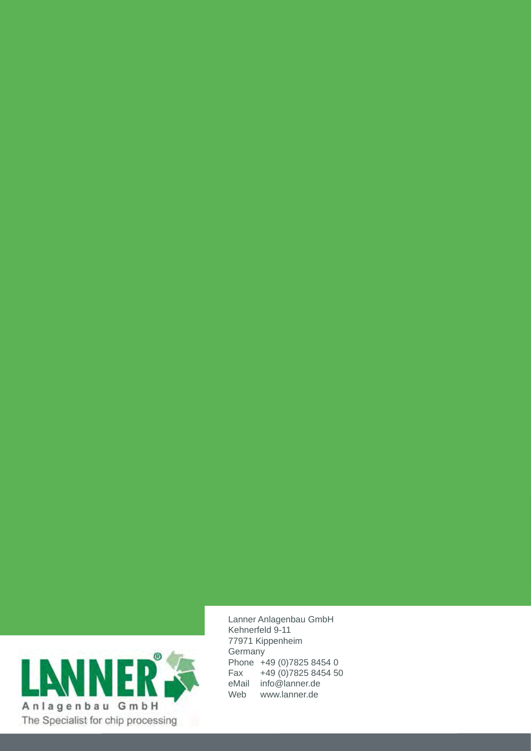LANNER®

Anlagenbau GmbH

The Specialist for chip processing

Lanner Anlagenbau GmbH
Kehnerfeld 9-11
77971 Kippenheim
Germany

Phone +49 (0)7825 8454 0
Fax +49 (0)7825 8454 50
eMail info@lanner.de
Web www.lanner.de